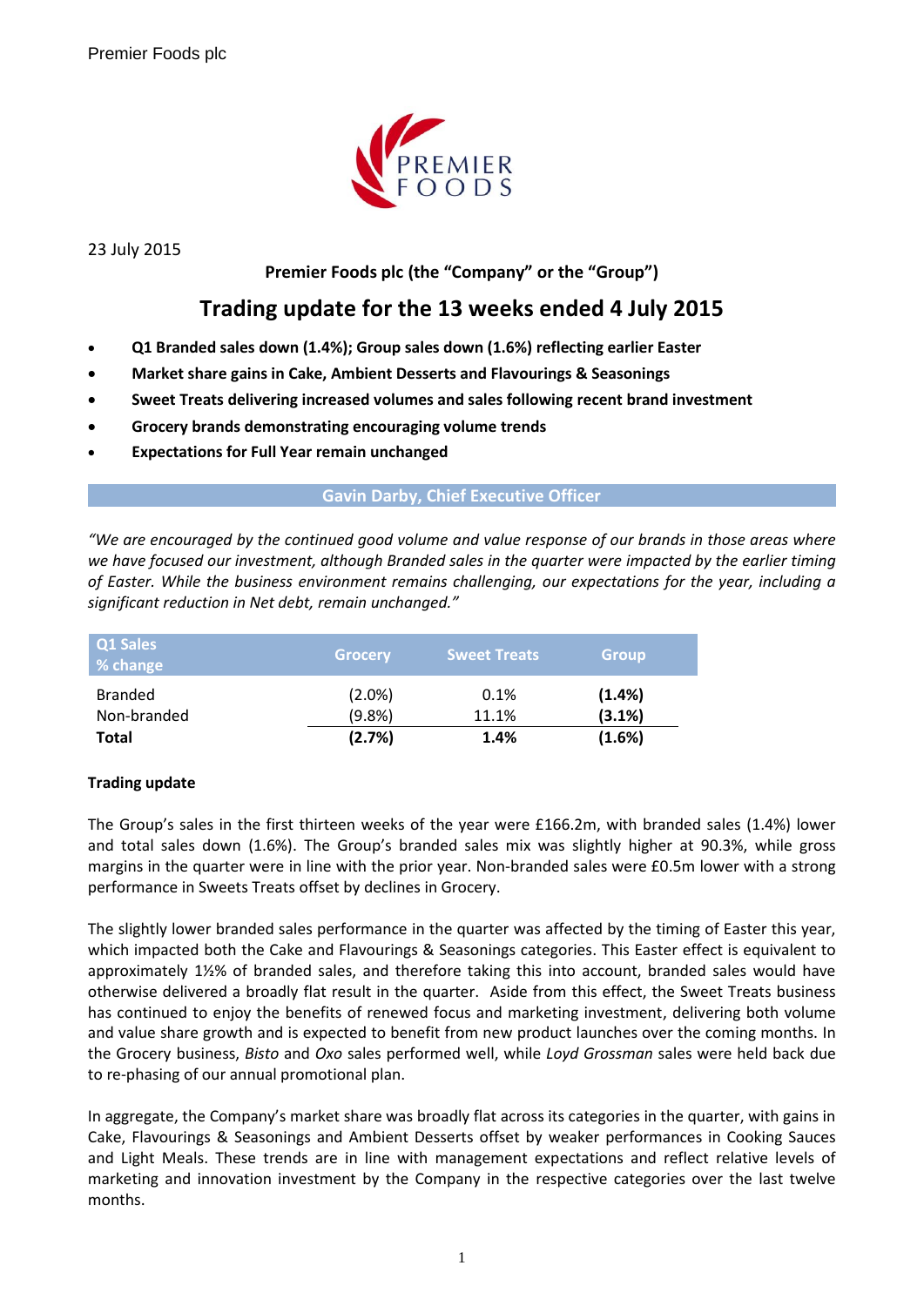Premier Foods plc

23 July 2015

**Premier Foods plc (the "Company" or the "Group")**

# Trading update for the 13 weeks ended 4 July 2015

- **Q1 Branded sales down (1.4%); Group sales down (1.6%) reflecting earlier Easter**
- **Market share gains in Cake, Ambient Desserts and Flavourings & Seasonings**
- **Sweet Treats delivering increased volumes and sales following recent brand investment**
- **Grocery brands demonstrating encouraging volume trends**
- **Expectations for Full Year remain unchanged**

## Gavin Darby, Chief Executive Officer

*"We are encouraged by the continued good volume and value response of our brands in those areas where we have focused our investment, although Branded sales in the quarter were impacted by the earlier timing of Easter. While the business environment remains challenging, our expectations for the year, including a significant reduction in Net debt, remain unchanged."*

| Q1 Sales % change | Grocery | Sweet Treats | Group |
|---|---|---|---|
| Branded | (2.0%) | 0.1% | **(1.4%)** |
| Non-branded | (9.8%) | 11.1% | **(3.1%)** |
| **Total** | **(2.7%)** | **1.4%** | **(1.6%)** |

**Trading update**

The Group's sales in the first thirteen weeks of the year were £166.2m, with branded sales (1.4%) lower and total sales down (1.6%). The Group's branded sales mix was slightly higher at 90.3%, while gross margins in the quarter were in line with the prior year. Non-branded sales were £0.5m lower with a strong performance in Sweets Treats offset by declines in Grocery.

The slightly lower branded sales performance in the quarter was affected by the timing of Easter this year, which impacted both the Cake and Flavourings & Seasonings categories. This Easter effect is equivalent to approximately 1½% of branded sales, and therefore taking this into account, branded sales would have otherwise delivered a broadly flat result in the quarter. Aside from this effect, the Sweet Treats business has continued to enjoy the benefits of renewed focus and marketing investment, delivering both volume and value share growth and is expected to benefit from new product launches over the coming months. In the Grocery business, *Bisto* and *Oxo* sales performed well, while *Loyd Grossman* sales were held back due to re-phasing of our annual promotional plan.

In aggregate, the Company's market share was broadly flat across its categories in the quarter, with gains in Cake, Flavourings & Seasonings and Ambient Desserts offset by weaker performances in Cooking Sauces and Light Meals. These trends are in line with management expectations and reflect relative levels of marketing and innovation investment by the Company in the respective categories over the last twelve months.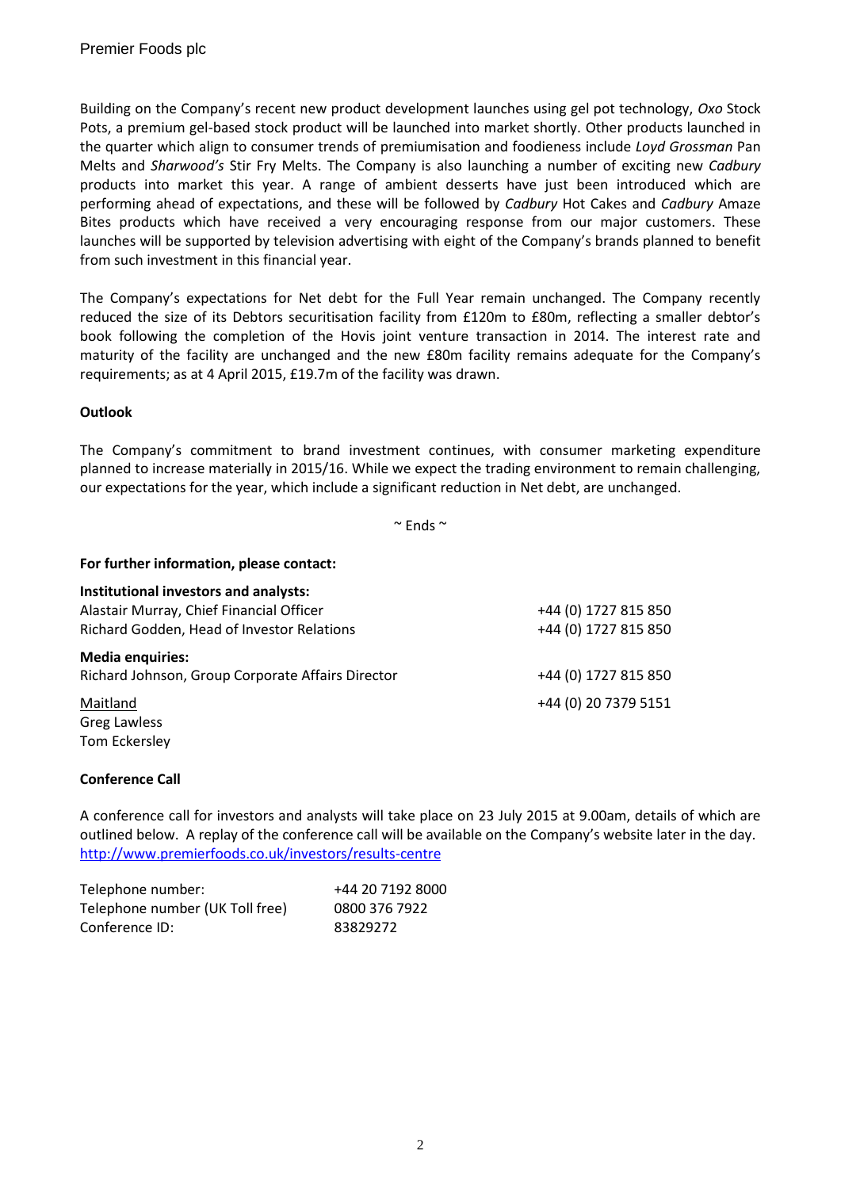Building on the Company's recent new product development launches using gel pot technology, *Oxo* Stock Pots, a premium gel-based stock product will be launched into market shortly. Other products launched in the quarter which align to consumer trends of premiumisation and foodieness include *Loyd Grossman* Pan Melts and *Sharwood's* Stir Fry Melts. The Company is also launching a number of exciting new *Cadbury* products into market this year. A range of ambient desserts have just been introduced which are performing ahead of expectations, and these will be followed by *Cadbury* Hot Cakes and *Cadbury* Amaze Bites products which have received a very encouraging response from our major customers. These launches will be supported by television advertising with eight of the Company's brands planned to benefit from such investment in this financial year.

The Company's expectations for Net debt for the Full Year remain unchanged. The Company recently reduced the size of its Debtors securitisation facility from £120m to £80m, reflecting a smaller debtor's book following the completion of the Hovis joint venture transaction in 2014. The interest rate and maturity of the facility are unchanged and the new £80m facility remains adequate for the Company's requirements; as at 4 April 2015, £19.7m of the facility was drawn.

**Outlook**

The Company's commitment to brand investment continues, with consumer marketing expenditure planned to increase materially in 2015/16. While we expect the trading environment to remain challenging, our expectations for the year, which include a significant reduction in Net debt, are unchanged.

~ Ends ~

**For further information, please contact:**

**Institutional investors and analysts:**

| | |
|---|---|
| Alastair Murray, Chief Financial Officer | +44 (0) 1727 815 850 |
| Richard Godden, Head of Investor Relations | +44 (0) 1727 815 850 |

**Media enquiries:**

| | |
|---|---|
| Richard Johnson, Group Corporate Affairs Director | +44 (0) 1727 815 850 |
| Maitland | +44 (0) 20 7379 5151 |
| Greg Lawless | |
| Tom Eckersley | |

**Conference Call**

A conference call for investors and analysts will take place on 23 July 2015 at 9.00am, details of which are outlined below. A replay of the conference call will be available on the Company's website later in the day. http://www.premierfoods.co.uk/investors/results-centre

| | |
|---|---|
| Telephone number: | +44 20 7192 8000 |
| Telephone number (UK Toll free) | 0800 376 7922 |
| Conference ID: | 83829272 |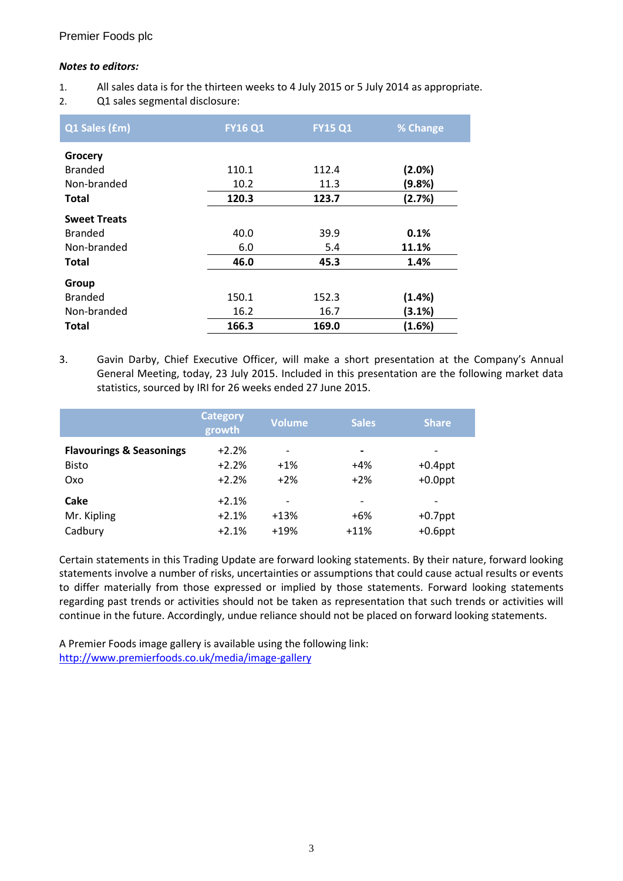Premier Foods plc

***Notes to editors:***

1. All sales data is for the thirteen weeks to 4 July 2015 or 5 July 2014 as appropriate.
2. Q1 sales segmental disclosure:

| Q1 Sales (£m) | FY16 Q1 | FY15 Q1 | % Change |
|---|---|---|---|
| **Grocery** | | | |
| Branded | 110.1 | 112.4 | **(2.0%)** |
| Non-branded | 10.2 | 11.3 | **(9.8%)** |
| **Total** | **120.3** | **123.7** | **(2.7%)** |
| **Sweet Treats** | | | |
| Branded | 40.0 | 39.9 | **0.1%** |
| Non-branded | 6.0 | 5.4 | **11.1%** |
| **Total** | **46.0** | **45.3** | **1.4%** |
| **Group** | | | |
| Branded | 150.1 | 152.3 | **(1.4%)** |
| Non-branded | 16.2 | 16.7 | **(3.1%)** |
| **Total** | **166.3** | **169.0** | **(1.6%)** |

3. Gavin Darby, Chief Executive Officer, will make a short presentation at the Company's Annual General Meeting, today, 23 July 2015. Included in this presentation are the following market data statistics, sourced by IRI for 26 weeks ended 27 June 2015.

| | Category growth | Volume | Sales | Share |
|---|---|---|---|---|
| **Flavourings & Seasonings** | +2.2% | - | - | - |
| Bisto | +2.2% | +1% | +4% | +0.4ppt |
| Oxo | +2.2% | +2% | +2% | +0.0ppt |
| **Cake** | +2.1% | - | - | - |
| Mr. Kipling | +2.1% | +13% | +6% | +0.7ppt |
| Cadbury | +2.1% | +19% | +11% | +0.6ppt |

Certain statements in this Trading Update are forward looking statements. By their nature, forward looking statements involve a number of risks, uncertainties or assumptions that could cause actual results or events to differ materially from those expressed or implied by those statements. Forward looking statements regarding past trends or activities should not be taken as representation that such trends or activities will continue in the future. Accordingly, undue reliance should not be placed on forward looking statements.

A Premier Foods image gallery is available using the following link:
http://www.premierfoods.co.uk/media/image-gallery